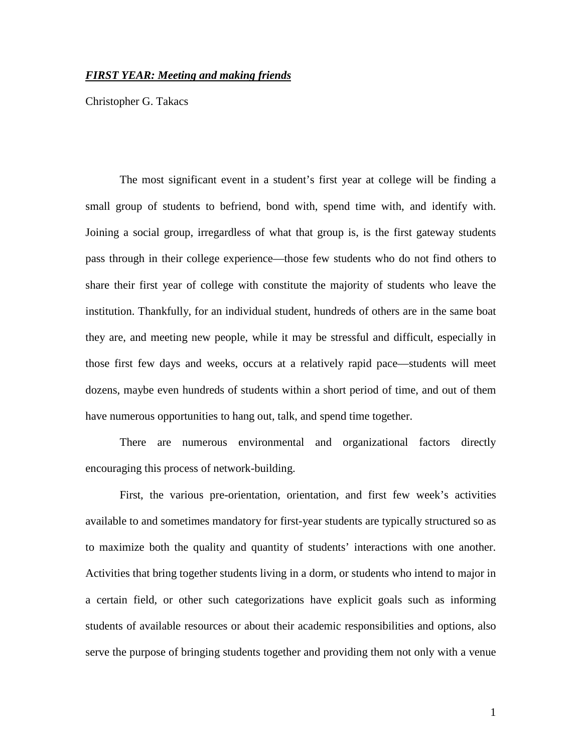***FIRST YEAR: Meeting and making friends***

Christopher G. Takacs

The most significant event in a student's first year at college will be finding a small group of students to befriend, bond with, spend time with, and identify with. Joining a social group, irregardless of what that group is, is the first gateway students pass through in their college experience—those few students who do not find others to share their first year of college with constitute the majority of students who leave the institution. Thankfully, for an individual student, hundreds of others are in the same boat they are, and meeting new people, while it may be stressful and difficult, especially in those first few days and weeks, occurs at a relatively rapid pace—students will meet dozens, maybe even hundreds of students within a short period of time, and out of them have numerous opportunities to hang out, talk, and spend time together.

There are numerous environmental and organizational factors directly encouraging this process of network-building.

First, the various pre-orientation, orientation, and first few week's activities available to and sometimes mandatory for first-year students are typically structured so as to maximize both the quality and quantity of students' interactions with one another. Activities that bring together students living in a dorm, or students who intend to major in a certain field, or other such categorizations have explicit goals such as informing students of available resources or about their academic responsibilities and options, also serve the purpose of bringing students together and providing them not only with a venue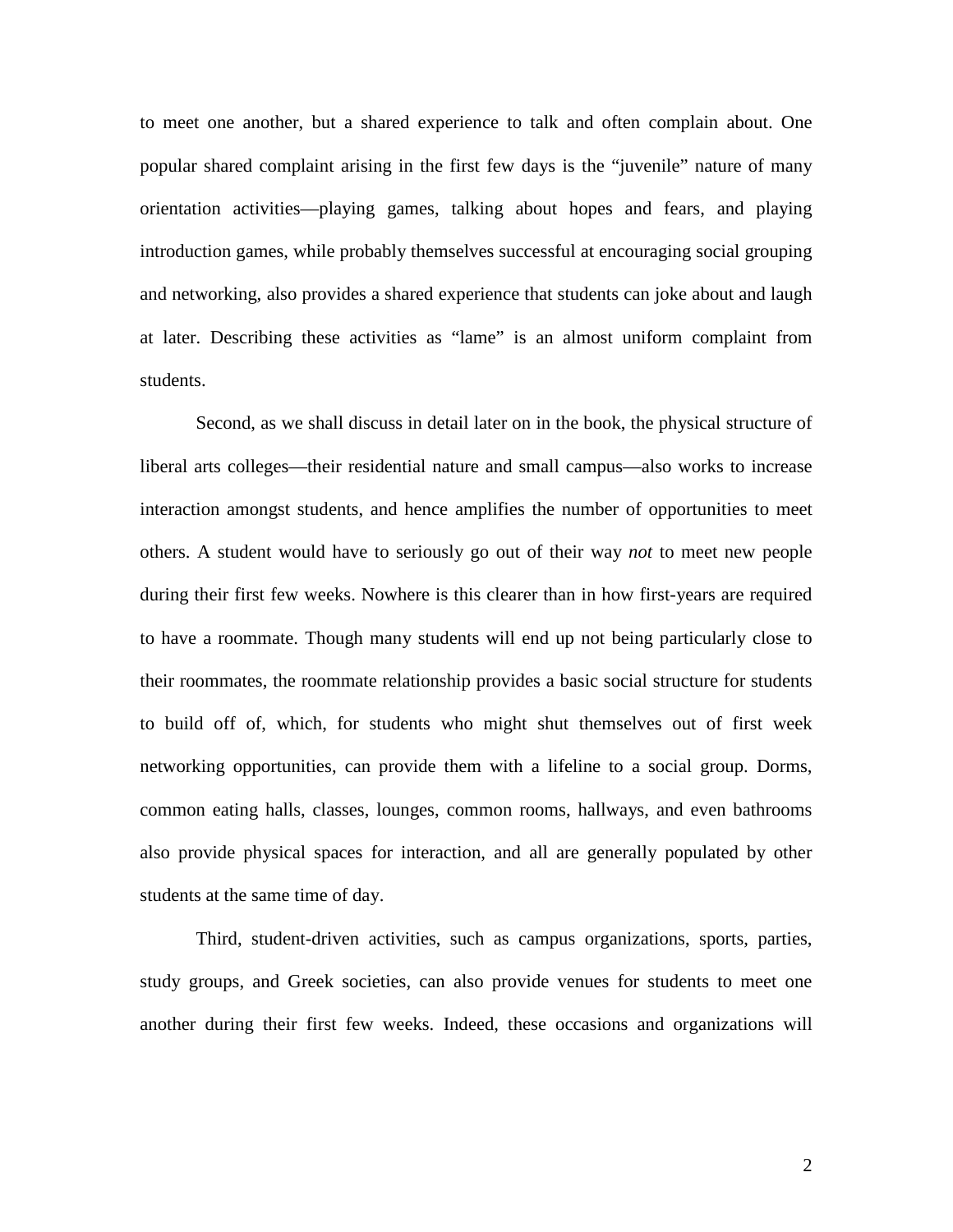to meet one another, but a shared experience to talk and often complain about. One popular shared complaint arising in the first few days is the "juvenile" nature of many orientation activities—playing games, talking about hopes and fears, and playing introduction games, while probably themselves successful at encouraging social grouping and networking, also provides a shared experience that students can joke about and laugh at later. Describing these activities as "lame" is an almost uniform complaint from students.

Second, as we shall discuss in detail later on in the book, the physical structure of liberal arts colleges—their residential nature and small campus—also works to increase interaction amongst students, and hence amplifies the number of opportunities to meet others. A student would have to seriously go out of their way *not* to meet new people during their first few weeks. Nowhere is this clearer than in how first-years are required to have a roommate. Though many students will end up not being particularly close to their roommates, the roommate relationship provides a basic social structure for students to build off of, which, for students who might shut themselves out of first week networking opportunities, can provide them with a lifeline to a social group. Dorms, common eating halls, classes, lounges, common rooms, hallways, and even bathrooms also provide physical spaces for interaction, and all are generally populated by other students at the same time of day.

Third, student-driven activities, such as campus organizations, sports, parties, study groups, and Greek societies, can also provide venues for students to meet one another during their first few weeks. Indeed, these occasions and organizations will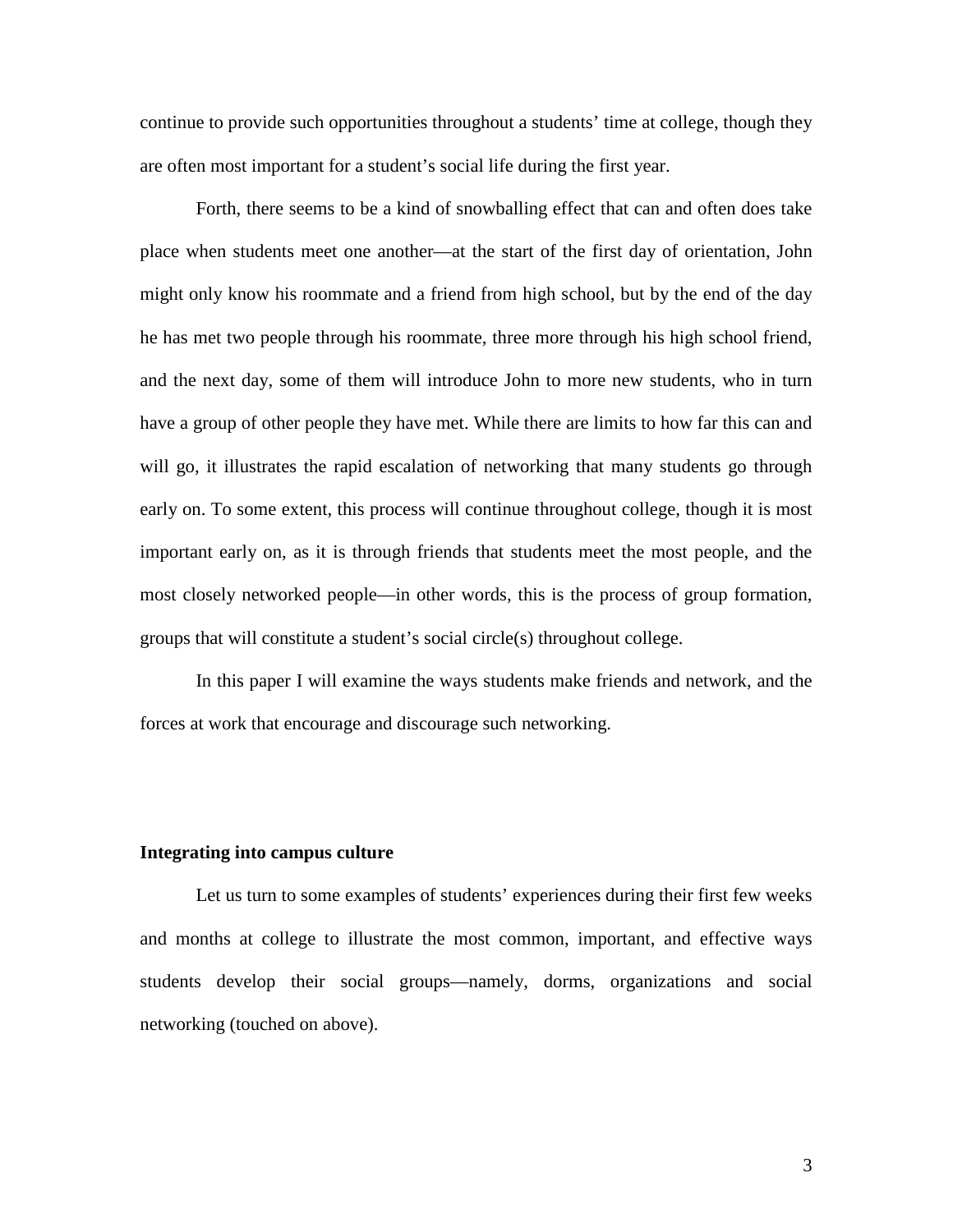continue to provide such opportunities throughout a students' time at college, though they are often most important for a student's social life during the first year.

Forth, there seems to be a kind of snowballing effect that can and often does take place when students meet one another—at the start of the first day of orientation, John might only know his roommate and a friend from high school, but by the end of the day he has met two people through his roommate, three more through his high school friend, and the next day, some of them will introduce John to more new students, who in turn have a group of other people they have met. While there are limits to how far this can and will go, it illustrates the rapid escalation of networking that many students go through early on. To some extent, this process will continue throughout college, though it is most important early on, as it is through friends that students meet the most people, and the most closely networked people—in other words, this is the process of group formation, groups that will constitute a student's social circle(s) throughout college.

In this paper I will examine the ways students make friends and network, and the forces at work that encourage and discourage such networking.

**Integrating into campus culture**

Let us turn to some examples of students' experiences during their first few weeks and months at college to illustrate the most common, important, and effective ways students develop their social groups—namely, dorms, organizations and social networking (touched on above).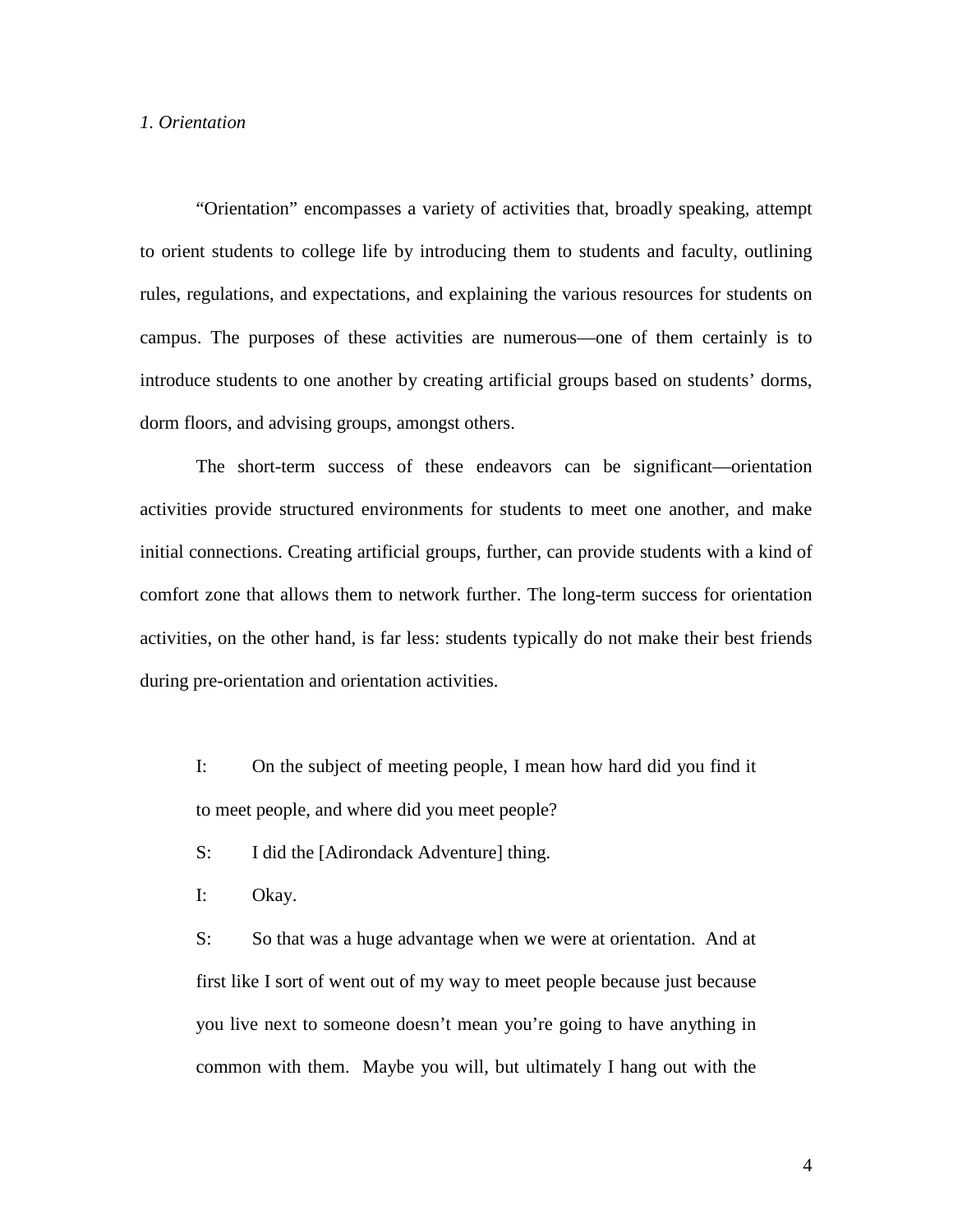*1. Orientation*

"Orientation" encompasses a variety of activities that, broadly speaking, attempt to orient students to college life by introducing them to students and faculty, outlining rules, regulations, and expectations, and explaining the various resources for students on campus. The purposes of these activities are numerous—one of them certainly is to introduce students to one another by creating artificial groups based on students' dorms, dorm floors, and advising groups, amongst others.

The short-term success of these endeavors can be significant—orientation activities provide structured environments for students to meet one another, and make initial connections. Creating artificial groups, further, can provide students with a kind of comfort zone that allows them to network further. The long-term success for orientation activities, on the other hand, is far less: students typically do not make their best friends during pre-orientation and orientation activities.

> I: On the subject of meeting people, I mean how hard did you find it to meet people, and where did you meet people?
>
> S: I did the [Adirondack Adventure] thing.
>
> I: Okay.
>
> S: So that was a huge advantage when we were at orientation. And at first like I sort of went out of my way to meet people because just because you live next to someone doesn't mean you're going to have anything in common with them. Maybe you will, but ultimately I hang out with the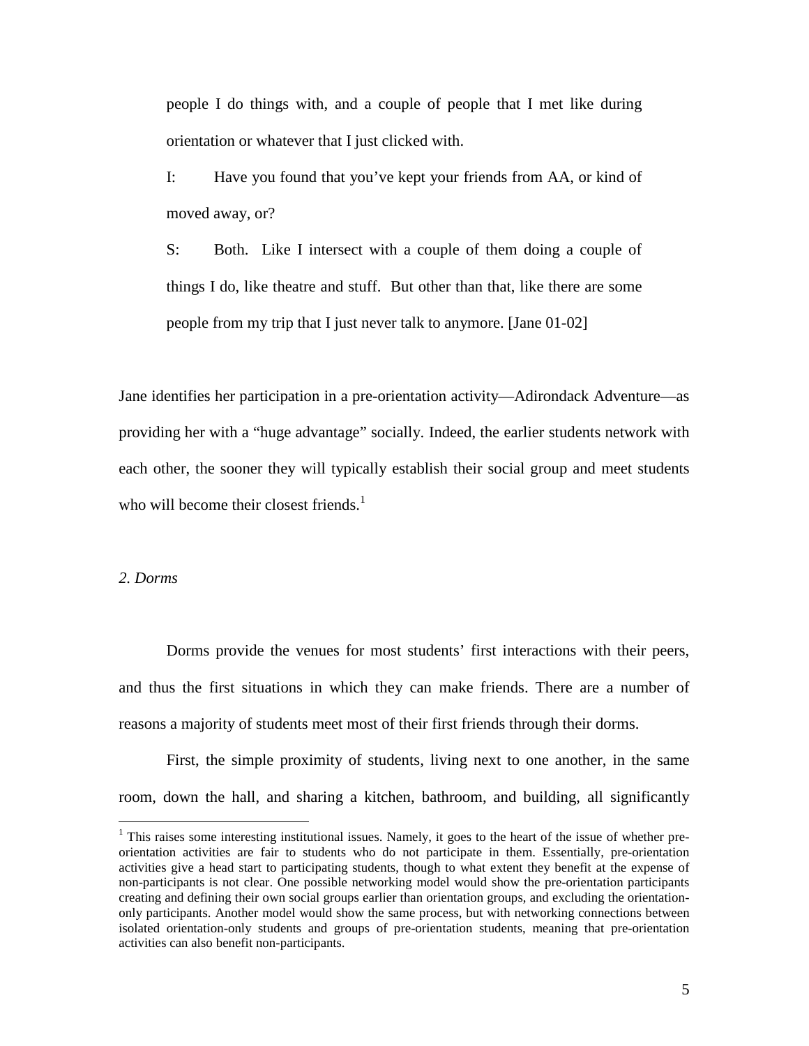people I do things with, and a couple of people that I met like during orientation or whatever that I just clicked with.

I: Have you found that you've kept your friends from AA, or kind of moved away, or?

S: Both. Like I intersect with a couple of them doing a couple of things I do, like theatre and stuff. But other than that, like there are some people from my trip that I just never talk to anymore. [Jane 01-02]

Jane identifies her participation in a pre-orientation activity—Adirondack Adventure—as providing her with a "huge advantage" socially. Indeed, the earlier students network with each other, the sooner they will typically establish their social group and meet students who will become their closest friends.[1]

*2. Dorms*

Dorms provide the venues for most students' first interactions with their peers, and thus the first situations in which they can make friends. There are a number of reasons a majority of students meet most of their first friends through their dorms.

First, the simple proximity of students, living next to one another, in the same room, down the hall, and sharing a kitchen, bathroom, and building, all significantly

---

[1] This raises some interesting institutional issues. Namely, it goes to the heart of the issue of whether pre-orientation activities are fair to students who do not participate in them. Essentially, pre-orientation activities give a head start to participating students, though to what extent they benefit at the expense of non-participants is not clear. One possible networking model would show the pre-orientation participants creating and defining their own social groups earlier than orientation groups, and excluding the orientation-only participants. Another model would show the same process, but with networking connections between isolated orientation-only students and groups of pre-orientation students, meaning that pre-orientation activities can also benefit non-participants.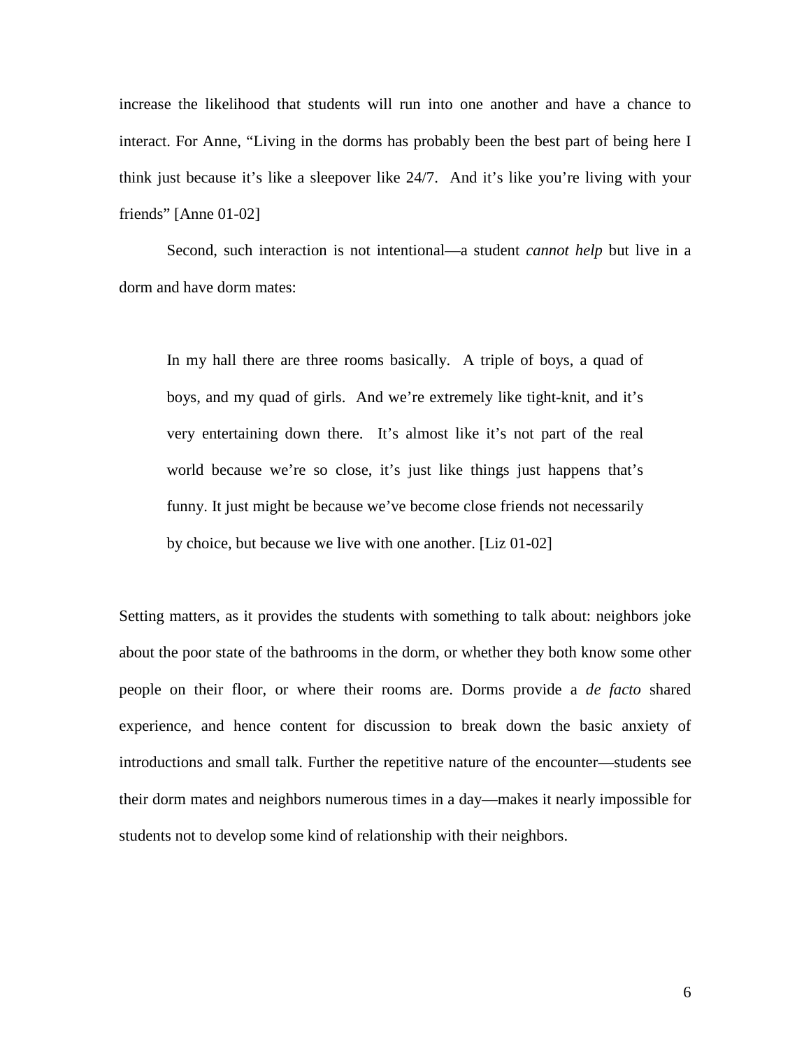increase the likelihood that students will run into one another and have a chance to interact. For Anne, "Living in the dorms has probably been the best part of being here I think just because it's like a sleepover like 24/7. And it's like you're living with your friends" [Anne 01-02]

Second, such interaction is not intentional—a student *cannot help* but live in a dorm and have dorm mates:

> In my hall there are three rooms basically. A triple of boys, a quad of boys, and my quad of girls. And we're extremely like tight-knit, and it's very entertaining down there. It's almost like it's not part of the real world because we're so close, it's just like things just happens that's funny. It just might be because we've become close friends not necessarily by choice, but because we live with one another. [Liz 01-02]

Setting matters, as it provides the students with something to talk about: neighbors joke about the poor state of the bathrooms in the dorm, or whether they both know some other people on their floor, or where their rooms are. Dorms provide a *de facto* shared experience, and hence content for discussion to break down the basic anxiety of introductions and small talk. Further the repetitive nature of the encounter—students see their dorm mates and neighbors numerous times in a day—makes it nearly impossible for students not to develop some kind of relationship with their neighbors.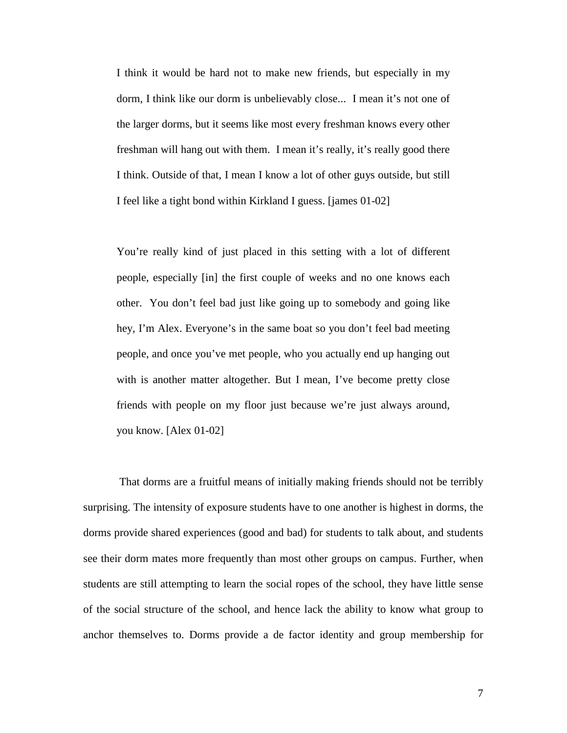> I think it would be hard not to make new friends, but especially in my dorm, I think like our dorm is unbelievably close... I mean it's not one of the larger dorms, but it seems like most every freshman knows every other freshman will hang out with them. I mean it's really, it's really good there I think. Outside of that, I mean I know a lot of other guys outside, but still I feel like a tight bond within Kirkland I guess. [james 01-02]

> You're really kind of just placed in this setting with a lot of different people, especially [in] the first couple of weeks and no one knows each other. You don't feel bad just like going up to somebody and going like hey, I'm Alex. Everyone's in the same boat so you don't feel bad meeting people, and once you've met people, who you actually end up hanging out with is another matter altogether. But I mean, I've become pretty close friends with people on my floor just because we're just always around, you know. [Alex 01-02]

That dorms are a fruitful means of initially making friends should not be terribly surprising. The intensity of exposure students have to one another is highest in dorms, the dorms provide shared experiences (good and bad) for students to talk about, and students see their dorm mates more frequently than most other groups on campus. Further, when students are still attempting to learn the social ropes of the school, they have little sense of the social structure of the school, and hence lack the ability to know what group to anchor themselves to. Dorms provide a de factor identity and group membership for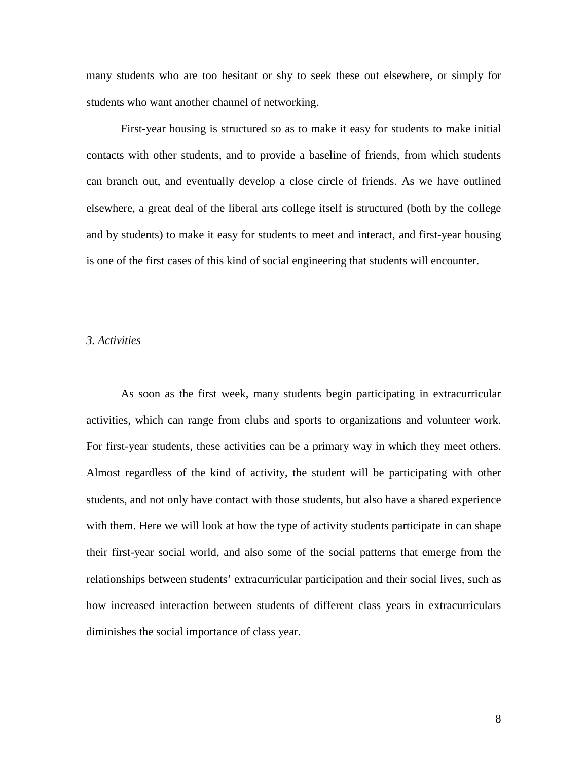many students who are too hesitant or shy to seek these out elsewhere, or simply for students who want another channel of networking.

First-year housing is structured so as to make it easy for students to make initial contacts with other students, and to provide a baseline of friends, from which students can branch out, and eventually develop a close circle of friends. As we have outlined elsewhere, a great deal of the liberal arts college itself is structured (both by the college and by students) to make it easy for students to meet and interact, and first-year housing is one of the first cases of this kind of social engineering that students will encounter.

### *3. Activities*

As soon as the first week, many students begin participating in extracurricular activities, which can range from clubs and sports to organizations and volunteer work. For first-year students, these activities can be a primary way in which they meet others. Almost regardless of the kind of activity, the student will be participating with other students, and not only have contact with those students, but also have a shared experience with them. Here we will look at how the type of activity students participate in can shape their first-year social world, and also some of the social patterns that emerge from the relationships between students' extracurricular participation and their social lives, such as how increased interaction between students of different class years in extracurriculars diminishes the social importance of class year.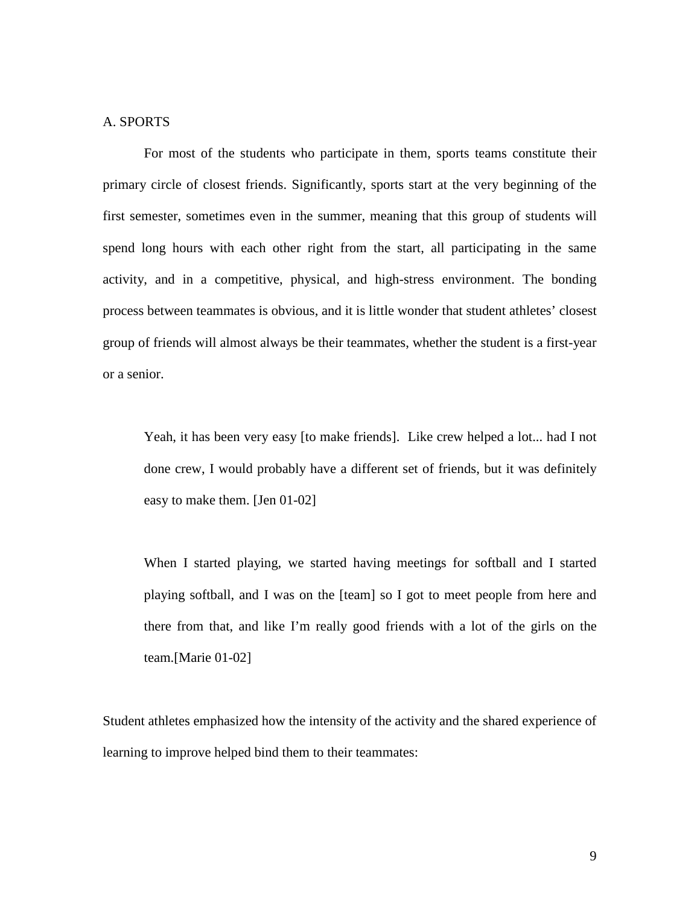## A. SPORTS

For most of the students who participate in them, sports teams constitute their primary circle of closest friends. Significantly, sports start at the very beginning of the first semester, sometimes even in the summer, meaning that this group of students will spend long hours with each other right from the start, all participating in the same activity, and in a competitive, physical, and high-stress environment. The bonding process between teammates is obvious, and it is little wonder that student athletes' closest group of friends will almost always be their teammates, whether the student is a first-year or a senior.

> Yeah, it has been very easy [to make friends]. Like crew helped a lot... had I not done crew, I would probably have a different set of friends, but it was definitely easy to make them. [Jen 01-02]

> When I started playing, we started having meetings for softball and I started playing softball, and I was on the [team] so I got to meet people from here and there from that, and like I'm really good friends with a lot of the girls on the team.[Marie 01-02]

Student athletes emphasized how the intensity of the activity and the shared experience of learning to improve helped bind them to their teammates: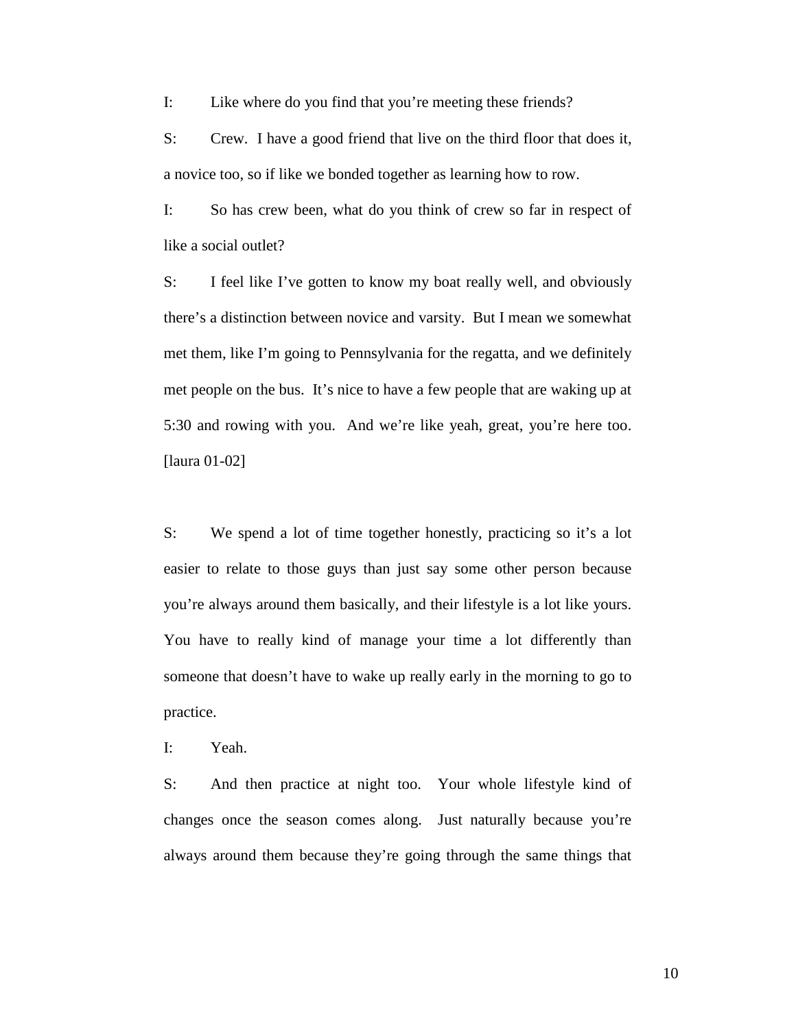I: Like where do you find that you're meeting these friends?

S: Crew. I have a good friend that live on the third floor that does it, a novice too, so if like we bonded together as learning how to row.

I: So has crew been, what do you think of crew so far in respect of like a social outlet?

S: I feel like I've gotten to know my boat really well, and obviously there's a distinction between novice and varsity. But I mean we somewhat met them, like I'm going to Pennsylvania for the regatta, and we definitely met people on the bus. It's nice to have a few people that are waking up at 5:30 and rowing with you. And we're like yeah, great, you're here too. [laura 01-02]

S: We spend a lot of time together honestly, practicing so it's a lot easier to relate to those guys than just say some other person because you're always around them basically, and their lifestyle is a lot like yours. You have to really kind of manage your time a lot differently than someone that doesn't have to wake up really early in the morning to go to practice.

I: Yeah.

S: And then practice at night too. Your whole lifestyle kind of changes once the season comes along. Just naturally because you're always around them because they're going through the same things that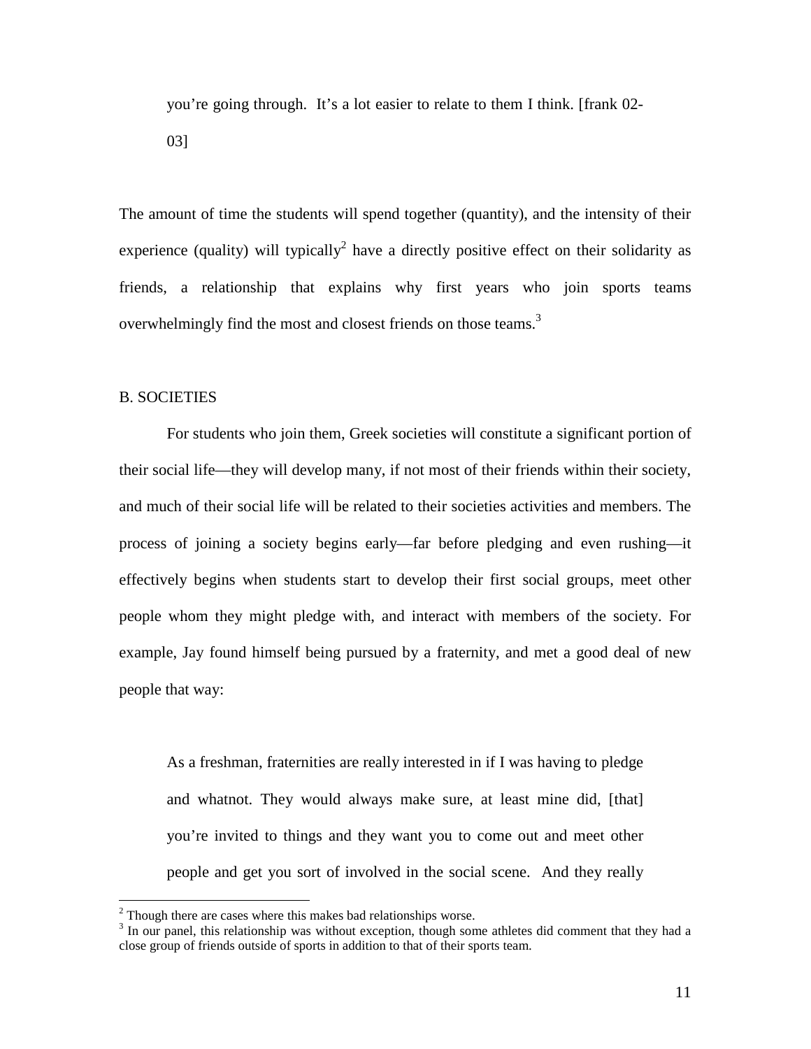you're going through. It's a lot easier to relate to them I think. [frank 02-03]

The amount of time the students will spend together (quantity), and the intensity of their experience (quality) will typically[2] have a directly positive effect on their solidarity as friends, a relationship that explains why first years who join sports teams overwhelmingly find the most and closest friends on those teams.[3]

B. SOCIETIES

For students who join them, Greek societies will constitute a significant portion of their social life—they will develop many, if not most of their friends within their society, and much of their social life will be related to their societies activities and members. The process of joining a society begins early—far before pledging and even rushing—it effectively begins when students start to develop their first social groups, meet other people whom they might pledge with, and interact with members of the society. For example, Jay found himself being pursued by a fraternity, and met a good deal of new people that way:

> As a freshman, fraternities are really interested in if I was having to pledge and whatnot. They would always make sure, at least mine did, [that] you're invited to things and they want you to come out and meet other people and get you sort of involved in the social scene. And they really

[2] Though there are cases where this makes bad relationships worse.

[3] In our panel, this relationship was without exception, though some athletes did comment that they had a close group of friends outside of sports in addition to that of their sports team.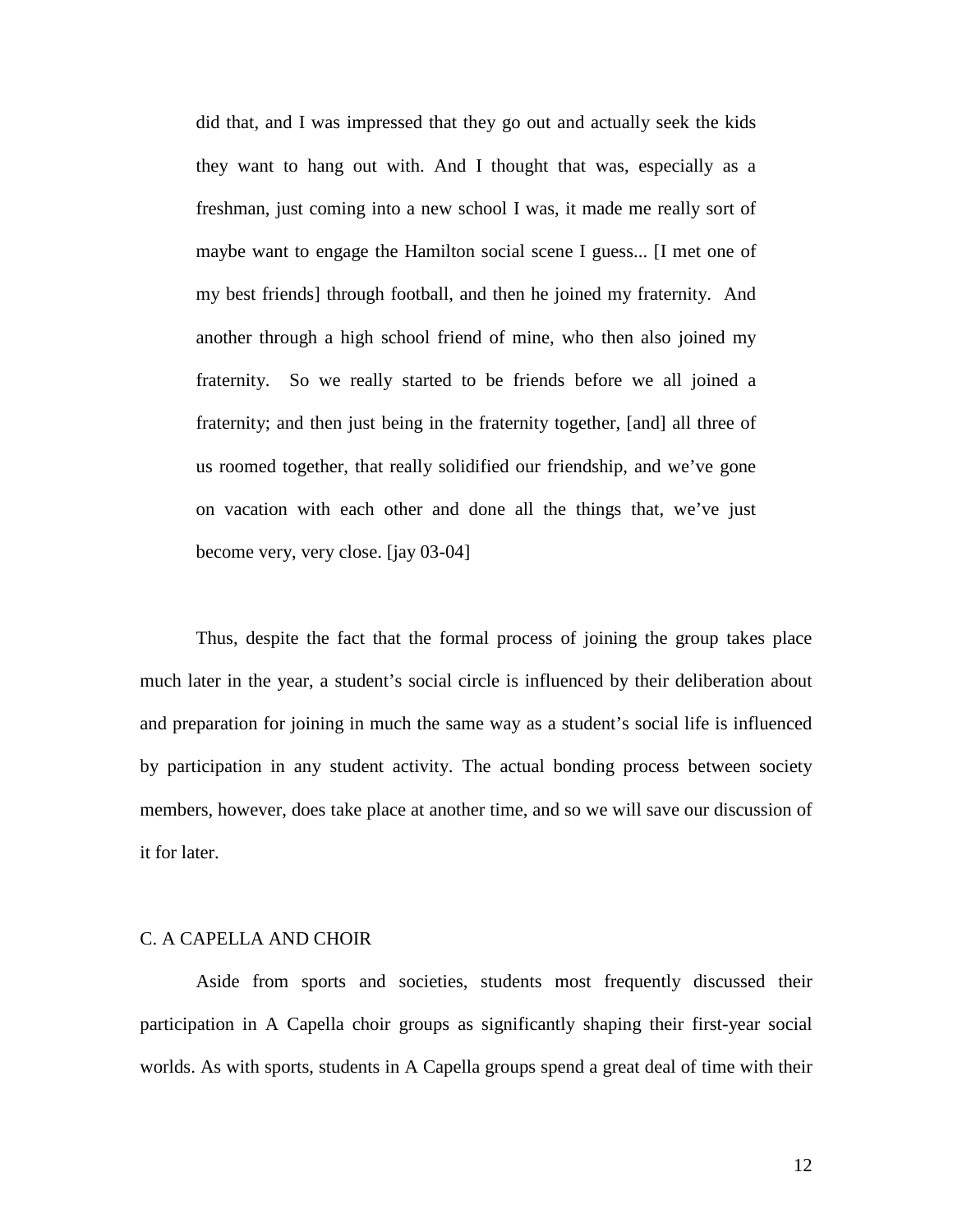> did that, and I was impressed that they go out and actually seek the kids they want to hang out with. And I thought that was, especially as a freshman, just coming into a new school I was, it made me really sort of maybe want to engage the Hamilton social scene I guess... [I met one of my best friends] through football, and then he joined my fraternity. And another through a high school friend of mine, who then also joined my fraternity. So we really started to be friends before we all joined a fraternity; and then just being in the fraternity together, [and] all three of us roomed together, that really solidified our friendship, and we've gone on vacation with each other and done all the things that, we've just become very, very close. [jay 03-04]

Thus, despite the fact that the formal process of joining the group takes place much later in the year, a student's social circle is influenced by their deliberation about and preparation for joining in much the same way as a student's social life is influenced by participation in any student activity. The actual bonding process between society members, however, does take place at another time, and so we will save our discussion of it for later.

### C. A CAPELLA AND CHOIR

Aside from sports and societies, students most frequently discussed their participation in A Capella choir groups as significantly shaping their first-year social worlds. As with sports, students in A Capella groups spend a great deal of time with their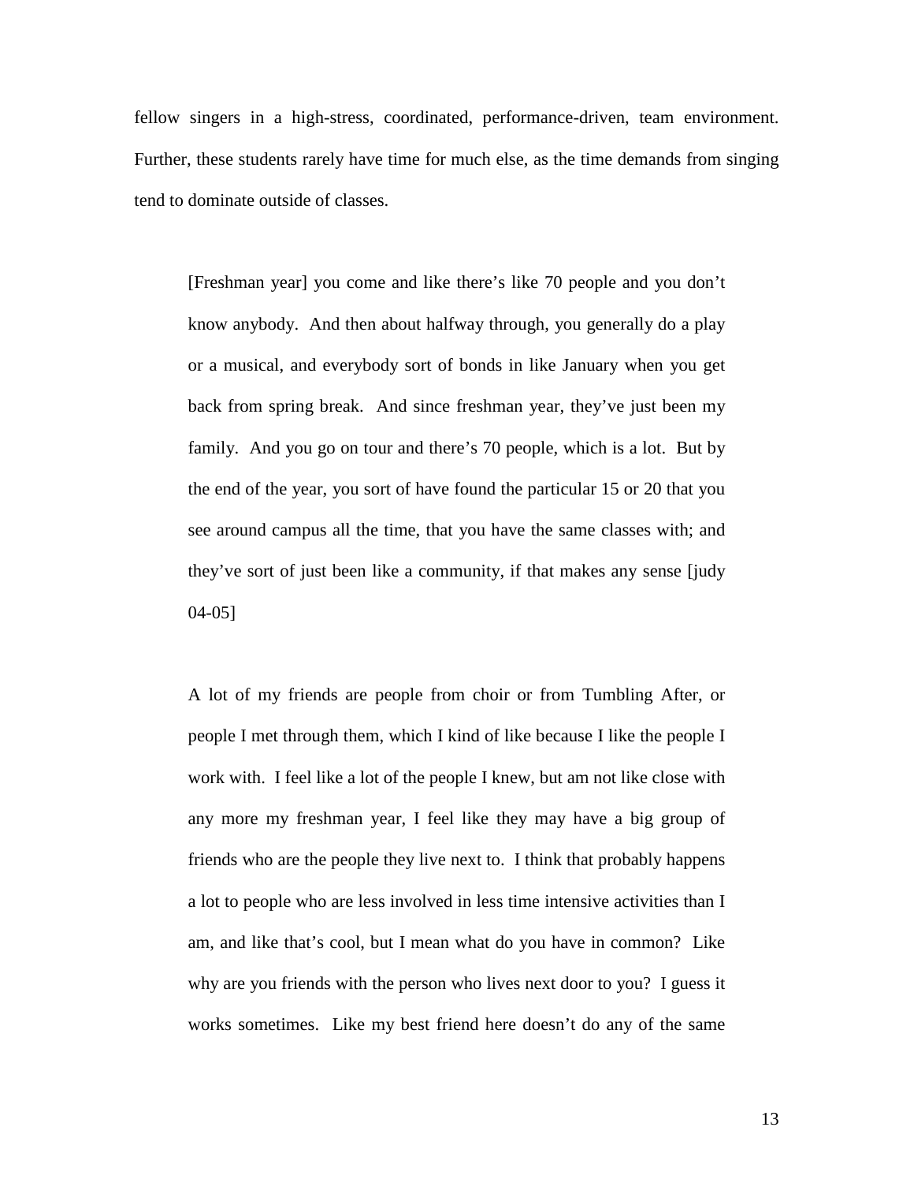fellow singers in a high-stress, coordinated, performance-driven, team environment. Further, these students rarely have time for much else, as the time demands from singing tend to dominate outside of classes.

> [Freshman year] you come and like there's like 70 people and you don't know anybody. And then about halfway through, you generally do a play or a musical, and everybody sort of bonds in like January when you get back from spring break. And since freshman year, they've just been my family. And you go on tour and there's 70 people, which is a lot. But by the end of the year, you sort of have found the particular 15 or 20 that you see around campus all the time, that you have the same classes with; and they've sort of just been like a community, if that makes any sense [judy 04-05]

> A lot of my friends are people from choir or from Tumbling After, or people I met through them, which I kind of like because I like the people I work with. I feel like a lot of the people I knew, but am not like close with any more my freshman year, I feel like they may have a big group of friends who are the people they live next to. I think that probably happens a lot to people who are less involved in less time intensive activities than I am, and like that's cool, but I mean what do you have in common? Like why are you friends with the person who lives next door to you? I guess it works sometimes. Like my best friend here doesn't do any of the same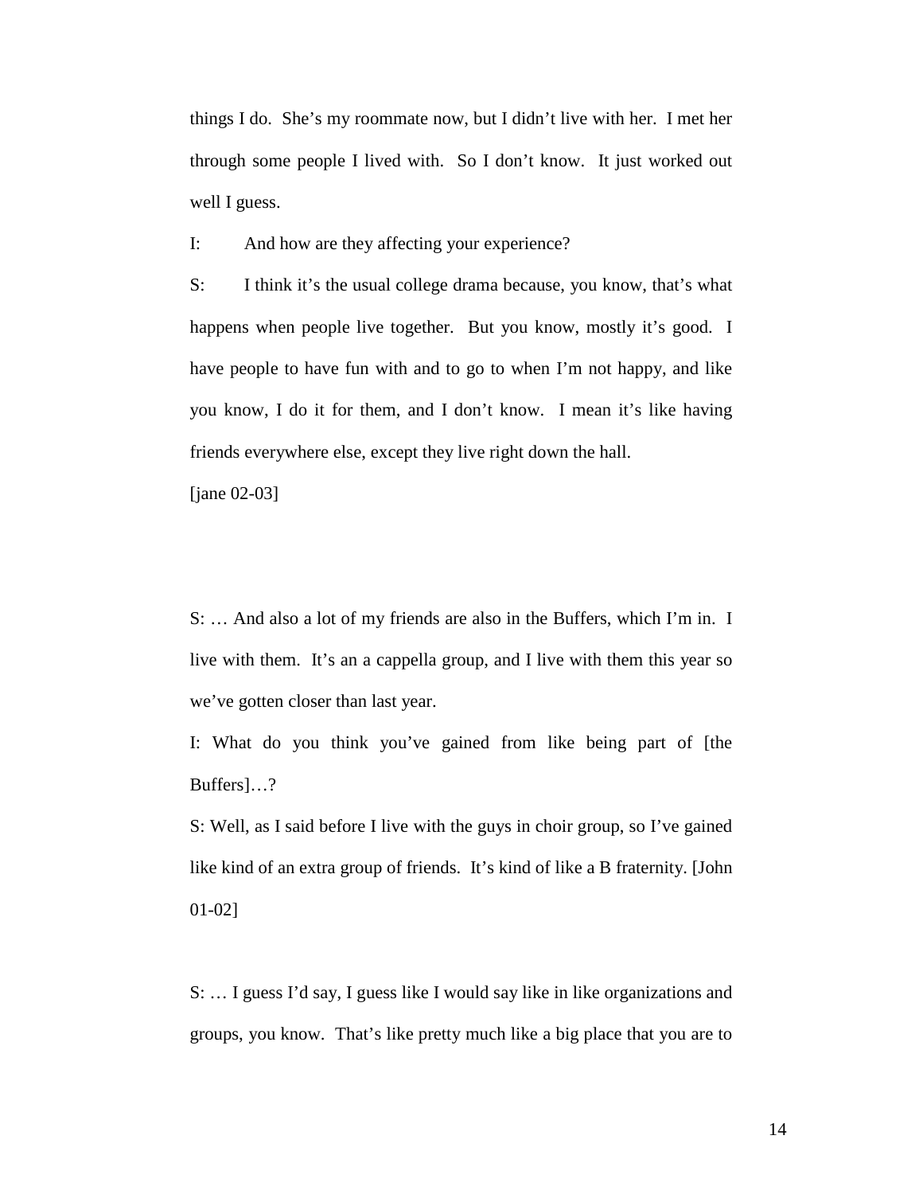things I do. She's my roommate now, but I didn't live with her. I met her through some people I lived with. So I don't know. It just worked out well I guess.

I: And how are they affecting your experience?

S: I think it's the usual college drama because, you know, that's what happens when people live together. But you know, mostly it's good. I have people to have fun with and to go to when I'm not happy, and like you know, I do it for them, and I don't know. I mean it's like having friends everywhere else, except they live right down the hall.

[jane 02-03]

S: … And also a lot of my friends are also in the Buffers, which I'm in. I live with them. It's an a cappella group, and I live with them this year so we've gotten closer than last year.

I: What do you think you've gained from like being part of [the Buffers]…?

S: Well, as I said before I live with the guys in choir group, so I've gained like kind of an extra group of friends. It's kind of like a B fraternity. [John 01-02]

S: … I guess I'd say, I guess like I would say like in like organizations and groups, you know. That's like pretty much like a big place that you are to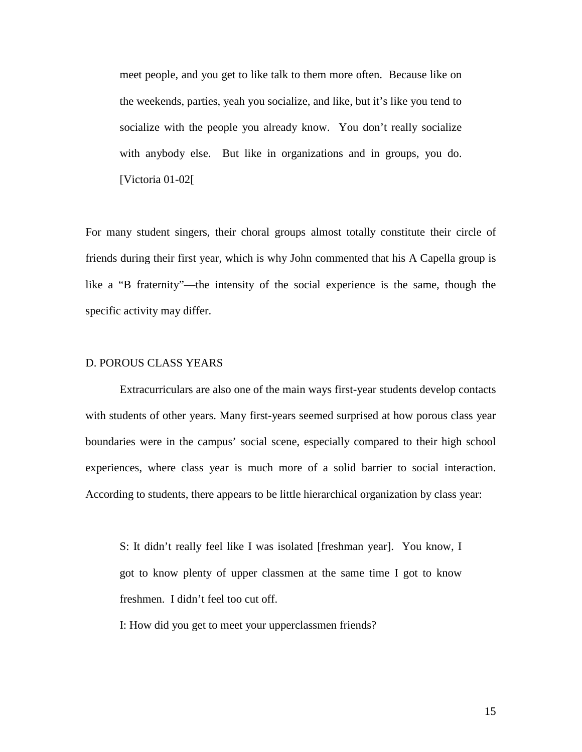> meet people, and you get to like talk to them more often. Because like on the weekends, parties, yeah you socialize, and like, but it's like you tend to socialize with the people you already know. You don't really socialize with anybody else. But like in organizations and in groups, you do. [Victoria 01-02[

For many student singers, their choral groups almost totally constitute their circle of friends during their first year, which is why John commented that his A Capella group is like a "B fraternity"—the intensity of the social experience is the same, though the specific activity may differ.

## D. POROUS CLASS YEARS

Extracurriculars are also one of the main ways first-year students develop contacts with students of other years. Many first-years seemed surprised at how porous class year boundaries were in the campus' social scene, especially compared to their high school experiences, where class year is much more of a solid barrier to social interaction. According to students, there appears to be little hierarchical organization by class year:

> S: It didn't really feel like I was isolated [freshman year]. You know, I got to know plenty of upper classmen at the same time I got to know freshmen. I didn't feel too cut off.
>
> I: How did you get to meet your upperclassmen friends?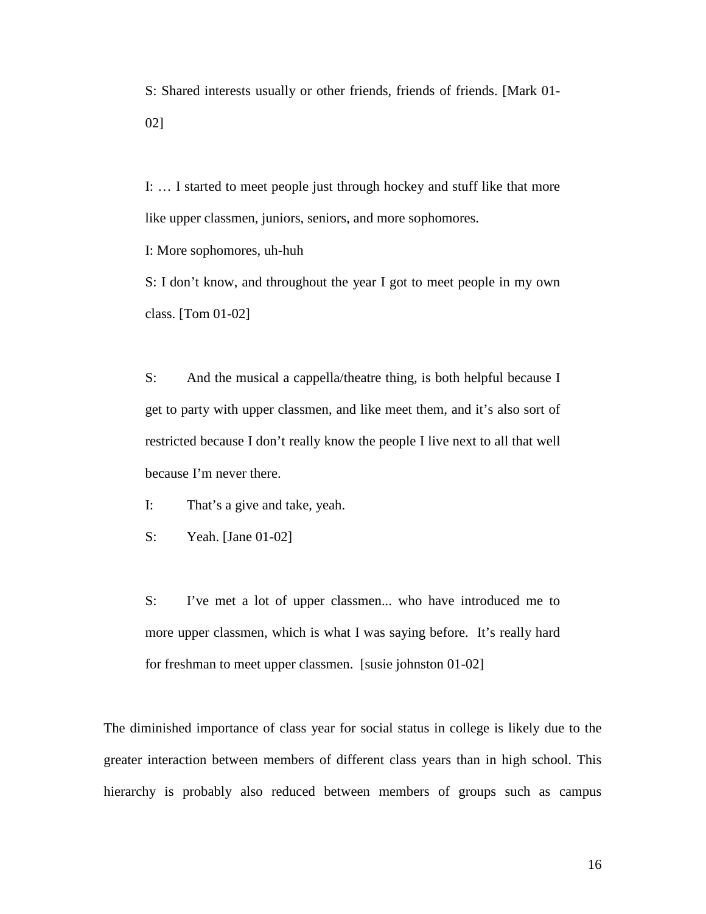> S: Shared interests usually or other friends, friends of friends. [Mark 01-02]

> I: … I started to meet people just through hockey and stuff like that more like upper classmen, juniors, seniors, and more sophomores.
>
> I: More sophomores, uh-huh
>
> S: I don't know, and throughout the year I got to meet people in my own class. [Tom 01-02]

> S: And the musical a cappella/theatre thing, is both helpful because I get to party with upper classmen, and like meet them, and it's also sort of restricted because I don't really know the people I live next to all that well because I'm never there.
>
> I: That's a give and take, yeah.
>
> S: Yeah. [Jane 01-02]

> S: I've met a lot of upper classmen... who have introduced me to more upper classmen, which is what I was saying before. It's really hard for freshman to meet upper classmen. [susie johnston 01-02]

The diminished importance of class year for social status in college is likely due to the greater interaction between members of different class years than in high school. This hierarchy is probably also reduced between members of groups such as campus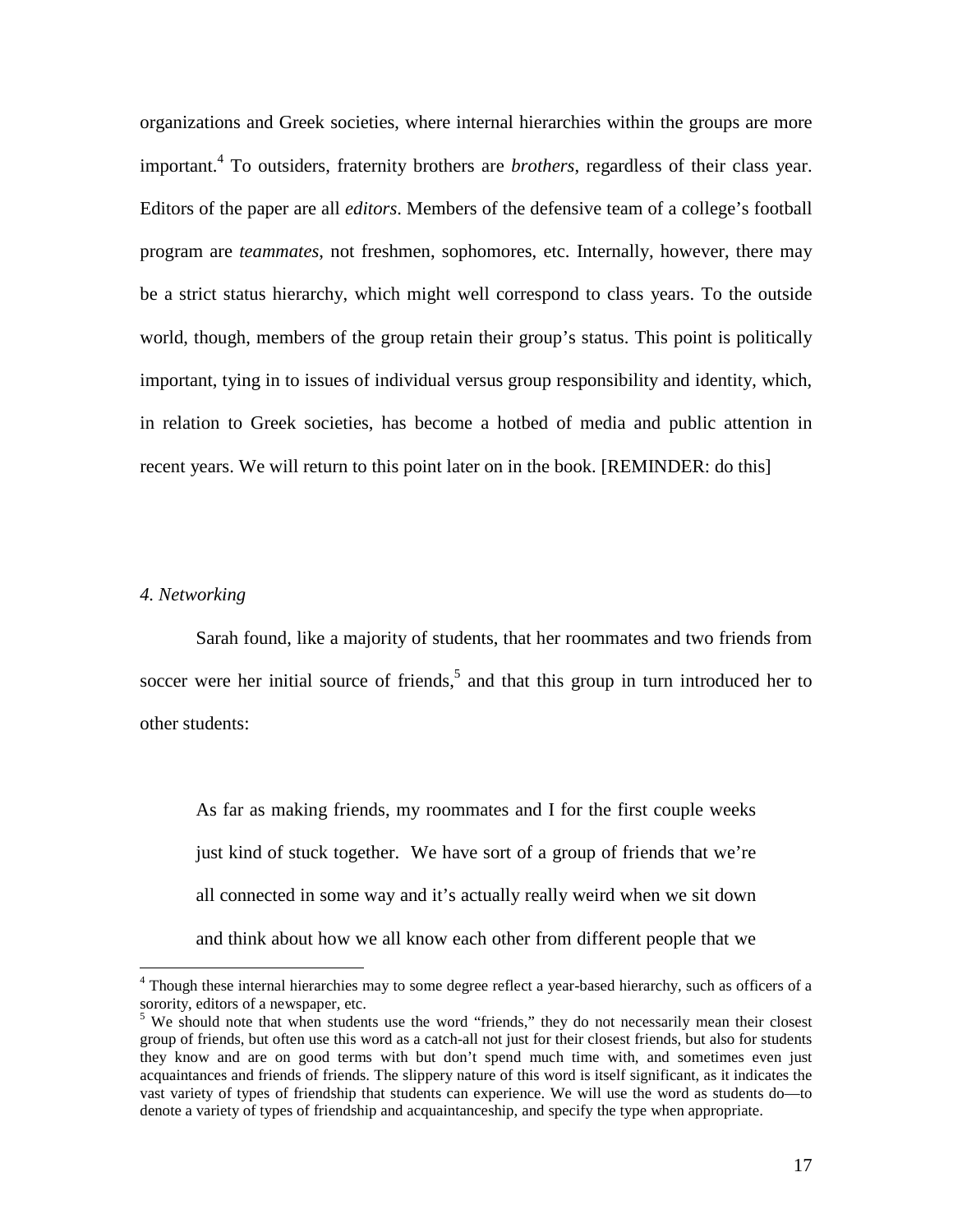organizations and Greek societies, where internal hierarchies within the groups are more important.[4] To outsiders, fraternity brothers are *brothers*, regardless of their class year. Editors of the paper are all *editors*. Members of the defensive team of a college's football program are *teammates*, not freshmen, sophomores, etc. Internally, however, there may be a strict status hierarchy, which might well correspond to class years. To the outside world, though, members of the group retain their group's status. This point is politically important, tying in to issues of individual versus group responsibility and identity, which, in relation to Greek societies, has become a hotbed of media and public attention in recent years. We will return to this point later on in the book. [REMINDER: do this]

*4. Networking*

Sarah found, like a majority of students, that her roommates and two friends from soccer were her initial source of friends,[5] and that this group in turn introduced her to other students:

> As far as making friends, my roommates and I for the first couple weeks just kind of stuck together. We have sort of a group of friends that we're all connected in some way and it's actually really weird when we sit down and think about how we all know each other from different people that we

---

[4] Though these internal hierarchies may to some degree reflect a year-based hierarchy, such as officers of a sorority, editors of a newspaper, etc.

[5] We should note that when students use the word "friends," they do not necessarily mean their closest group of friends, but often use this word as a catch-all not just for their closest friends, but also for students they know and are on good terms with but don't spend much time with, and sometimes even just acquaintances and friends of friends. The slippery nature of this word is itself significant, as it indicates the vast variety of types of friendship that students can experience. We will use the word as students do—to denote a variety of types of friendship and acquaintanceship, and specify the type when appropriate.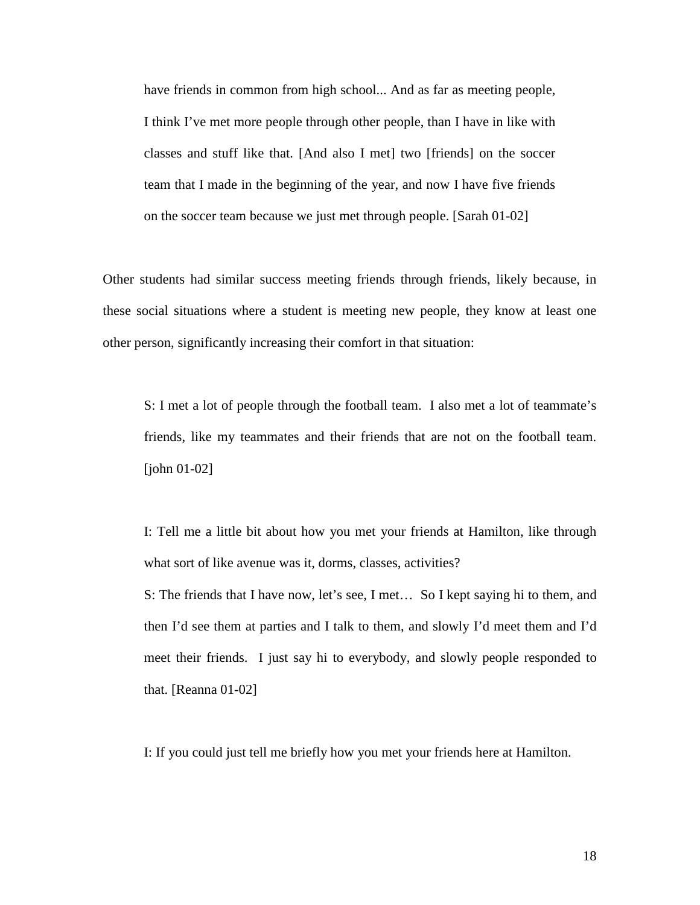> have friends in common from high school... And as far as meeting people, I think I've met more people through other people, than I have in like with classes and stuff like that. [And also I met] two [friends] on the soccer team that I made in the beginning of the year, and now I have five friends on the soccer team because we just met through people. [Sarah 01-02]

Other students had similar success meeting friends through friends, likely because, in these social situations where a student is meeting new people, they know at least one other person, significantly increasing their comfort in that situation:

> S: I met a lot of people through the football team. I also met a lot of teammate's friends, like my teammates and their friends that are not on the football team. [john 01-02]

> I: Tell me a little bit about how you met your friends at Hamilton, like through what sort of like avenue was it, dorms, classes, activities?
>
> S: The friends that I have now, let's see, I met… So I kept saying hi to them, and then I'd see them at parties and I talk to them, and slowly I'd meet them and I'd meet their friends. I just say hi to everybody, and slowly people responded to that. [Reanna 01-02]

> I: If you could just tell me briefly how you met your friends here at Hamilton.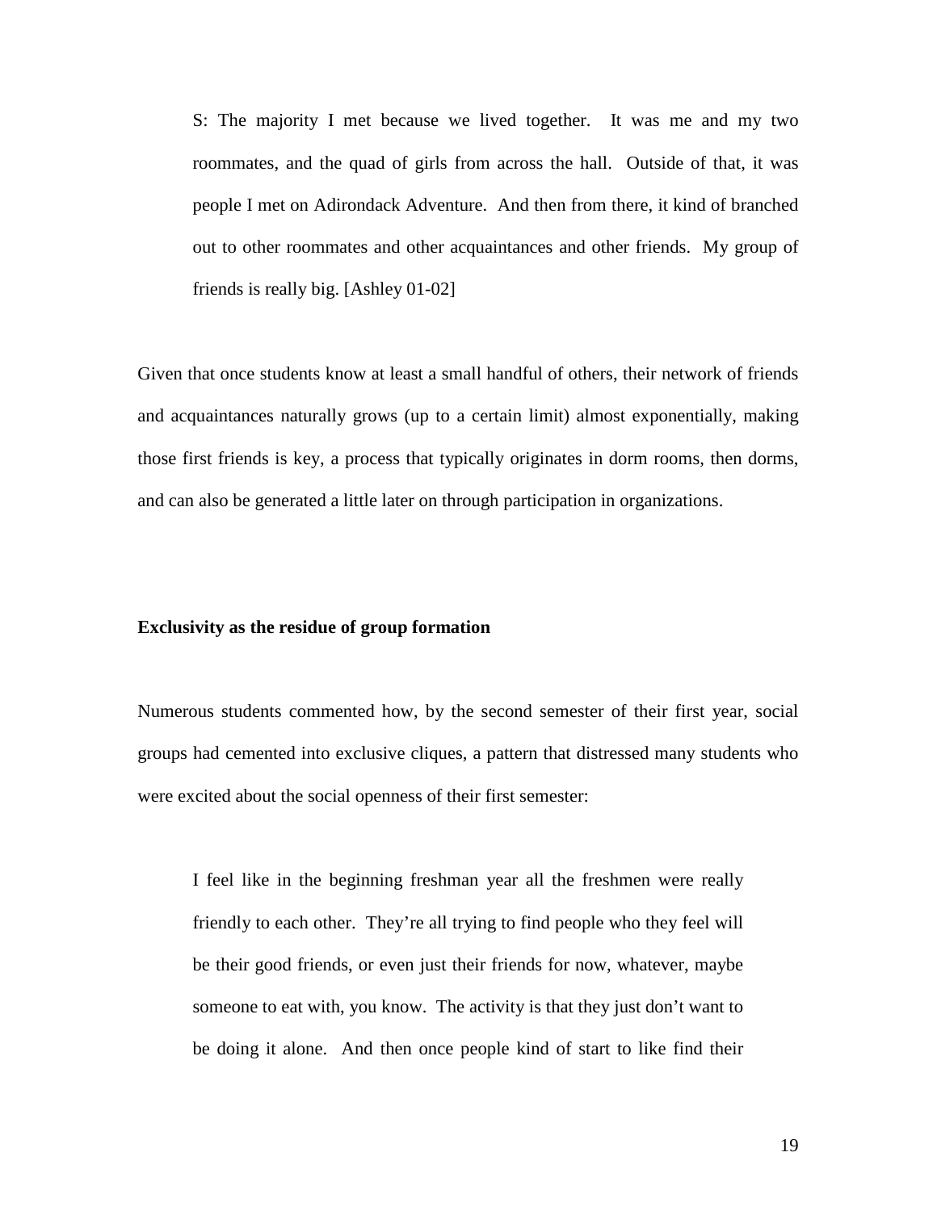> S: The majority I met because we lived together. It was me and my two roommates, and the quad of girls from across the hall. Outside of that, it was people I met on Adirondack Adventure. And then from there, it kind of branched out to other roommates and other acquaintances and other friends. My group of friends is really big. [Ashley 01-02]

Given that once students know at least a small handful of others, their network of friends and acquaintances naturally grows (up to a certain limit) almost exponentially, making those first friends is key, a process that typically originates in dorm rooms, then dorms, and can also be generated a little later on through participation in organizations.

**Exclusivity as the residue of group formation**

Numerous students commented how, by the second semester of their first year, social groups had cemented into exclusive cliques, a pattern that distressed many students who were excited about the social openness of their first semester:

> I feel like in the beginning freshman year all the freshmen were really friendly to each other. They're all trying to find people who they feel will be their good friends, or even just their friends for now, whatever, maybe someone to eat with, you know. The activity is that they just don't want to be doing it alone. And then once people kind of start to like find their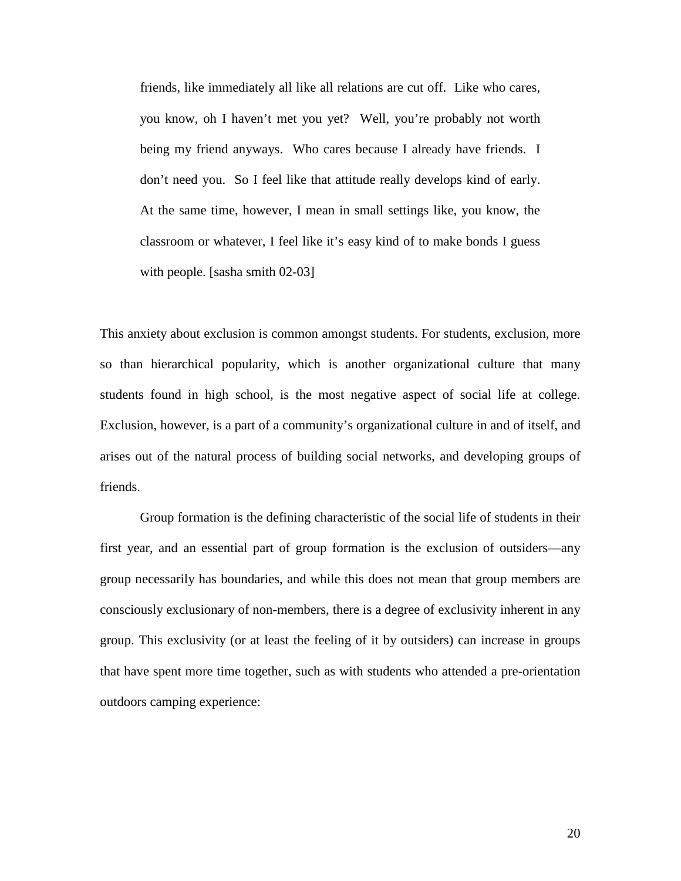> friends, like immediately all like all relations are cut off. Like who cares, you know, oh I haven't met you yet? Well, you're probably not worth being my friend anyways. Who cares because I already have friends. I don't need you. So I feel like that attitude really develops kind of early. At the same time, however, I mean in small settings like, you know, the classroom or whatever, I feel like it's easy kind of to make bonds I guess with people. [sasha smith 02-03]

This anxiety about exclusion is common amongst students. For students, exclusion, more so than hierarchical popularity, which is another organizational culture that many students found in high school, is the most negative aspect of social life at college. Exclusion, however, is a part of a community's organizational culture in and of itself, and arises out of the natural process of building social networks, and developing groups of friends.

Group formation is the defining characteristic of the social life of students in their first year, and an essential part of group formation is the exclusion of outsiders—any group necessarily has boundaries, and while this does not mean that group members are consciously exclusionary of non-members, there is a degree of exclusivity inherent in any group. This exclusivity (or at least the feeling of it by outsiders) can increase in groups that have spent more time together, such as with students who attended a pre-orientation outdoors camping experience: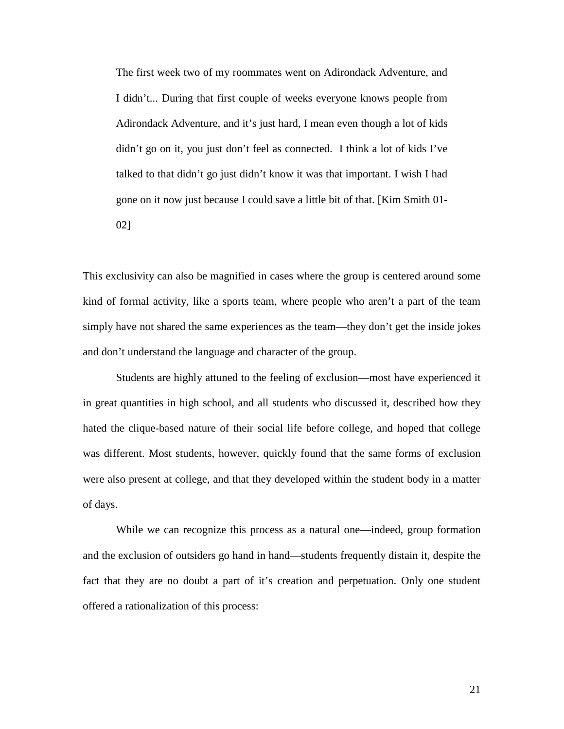> The first week two of my roommates went on Adirondack Adventure, and I didn't... During that first couple of weeks everyone knows people from Adirondack Adventure, and it's just hard, I mean even though a lot of kids didn't go on it, you just don't feel as connected. I think a lot of kids I've talked to that didn't go just didn't know it was that important. I wish I had gone on it now just because I could save a little bit of that. [Kim Smith 01-02]

This exclusivity can also be magnified in cases where the group is centered around some kind of formal activity, like a sports team, where people who aren't a part of the team simply have not shared the same experiences as the team—they don't get the inside jokes and don't understand the language and character of the group.

Students are highly attuned to the feeling of exclusion—most have experienced it in great quantities in high school, and all students who discussed it, described how they hated the clique-based nature of their social life before college, and hoped that college was different. Most students, however, quickly found that the same forms of exclusion were also present at college, and that they developed within the student body in a matter of days.

While we can recognize this process as a natural one—indeed, group formation and the exclusion of outsiders go hand in hand—students frequently distain it, despite the fact that they are no doubt a part of it's creation and perpetuation. Only one student offered a rationalization of this process: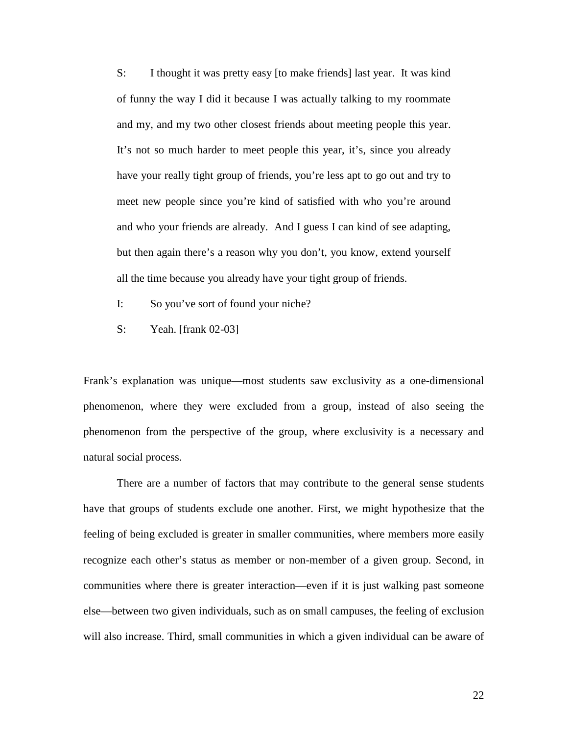> S: I thought it was pretty easy [to make friends] last year. It was kind of funny the way I did it because I was actually talking to my roommate and my, and my two other closest friends about meeting people this year. It's not so much harder to meet people this year, it's, since you already have your really tight group of friends, you're less apt to go out and try to meet new people since you're kind of satisfied with who you're around and who your friends are already. And I guess I can kind of see adapting, but then again there's a reason why you don't, you know, extend yourself all the time because you already have your tight group of friends.
>
> I: So you've sort of found your niche?
>
> S: Yeah. [frank 02-03]

Frank's explanation was unique—most students saw exclusivity as a one-dimensional phenomenon, where they were excluded from a group, instead of also seeing the phenomenon from the perspective of the group, where exclusivity is a necessary and natural social process.

There are a number of factors that may contribute to the general sense students have that groups of students exclude one another. First, we might hypothesize that the feeling of being excluded is greater in smaller communities, where members more easily recognize each other's status as member or non-member of a given group. Second, in communities where there is greater interaction—even if it is just walking past someone else—between two given individuals, such as on small campuses, the feeling of exclusion will also increase. Third, small communities in which a given individual can be aware of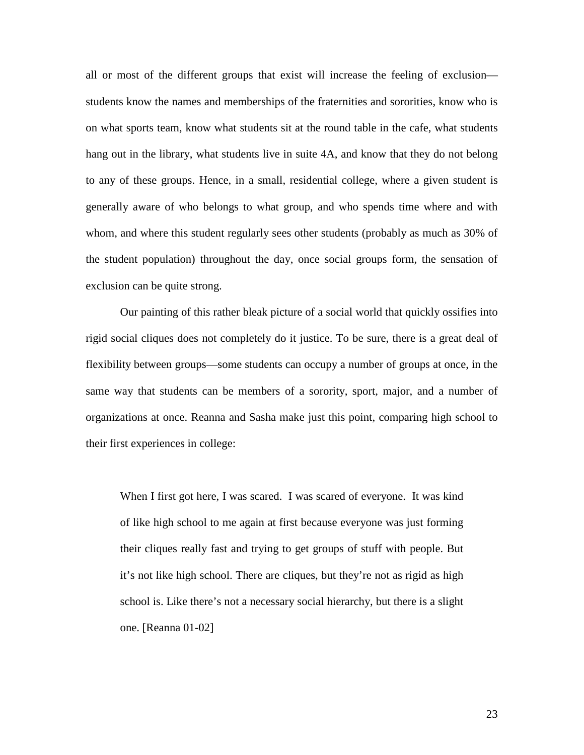all or most of the different groups that exist will increase the feeling of exclusion—students know the names and memberships of the fraternities and sororities, know who is on what sports team, know what students sit at the round table in the cafe, what students hang out in the library, what students live in suite 4A, and know that they do not belong to any of these groups. Hence, in a small, residential college, where a given student is generally aware of who belongs to what group, and who spends time where and with whom, and where this student regularly sees other students (probably as much as 30% of the student population) throughout the day, once social groups form, the sensation of exclusion can be quite strong.

Our painting of this rather bleak picture of a social world that quickly ossifies into rigid social cliques does not completely do it justice. To be sure, there is a great deal of flexibility between groups—some students can occupy a number of groups at once, in the same way that students can be members of a sorority, sport, major, and a number of organizations at once. Reanna and Sasha make just this point, comparing high school to their first experiences in college:

> When I first got here, I was scared. I was scared of everyone. It was kind of like high school to me again at first because everyone was just forming their cliques really fast and trying to get groups of stuff with people. But it's not like high school. There are cliques, but they're not as rigid as high school is. Like there's not a necessary social hierarchy, but there is a slight one. [Reanna 01-02]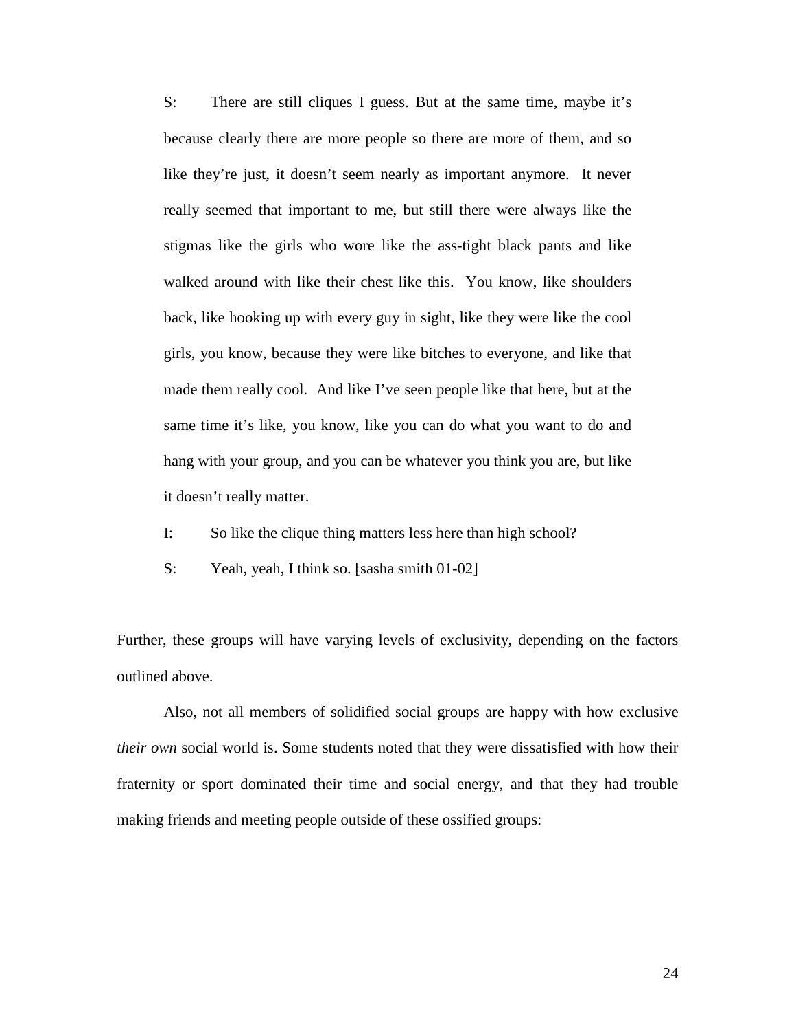> S: There are still cliques I guess. But at the same time, maybe it's because clearly there are more people so there are more of them, and so like they're just, it doesn't seem nearly as important anymore. It never really seemed that important to me, but still there were always like the stigmas like the girls who wore like the ass-tight black pants and like walked around with like their chest like this. You know, like shoulders back, like hooking up with every guy in sight, like they were like the cool girls, you know, because they were like bitches to everyone, and like that made them really cool. And like I've seen people like that here, but at the same time it's like, you know, like you can do what you want to do and hang with your group, and you can be whatever you think you are, but like it doesn't really matter.
>
> I: So like the clique thing matters less here than high school?
>
> S: Yeah, yeah, I think so. [sasha smith 01-02]

Further, these groups will have varying levels of exclusivity, depending on the factors outlined above.

Also, not all members of solidified social groups are happy with how exclusive *their own* social world is. Some students noted that they were dissatisfied with how their fraternity or sport dominated their time and social energy, and that they had trouble making friends and meeting people outside of these ossified groups: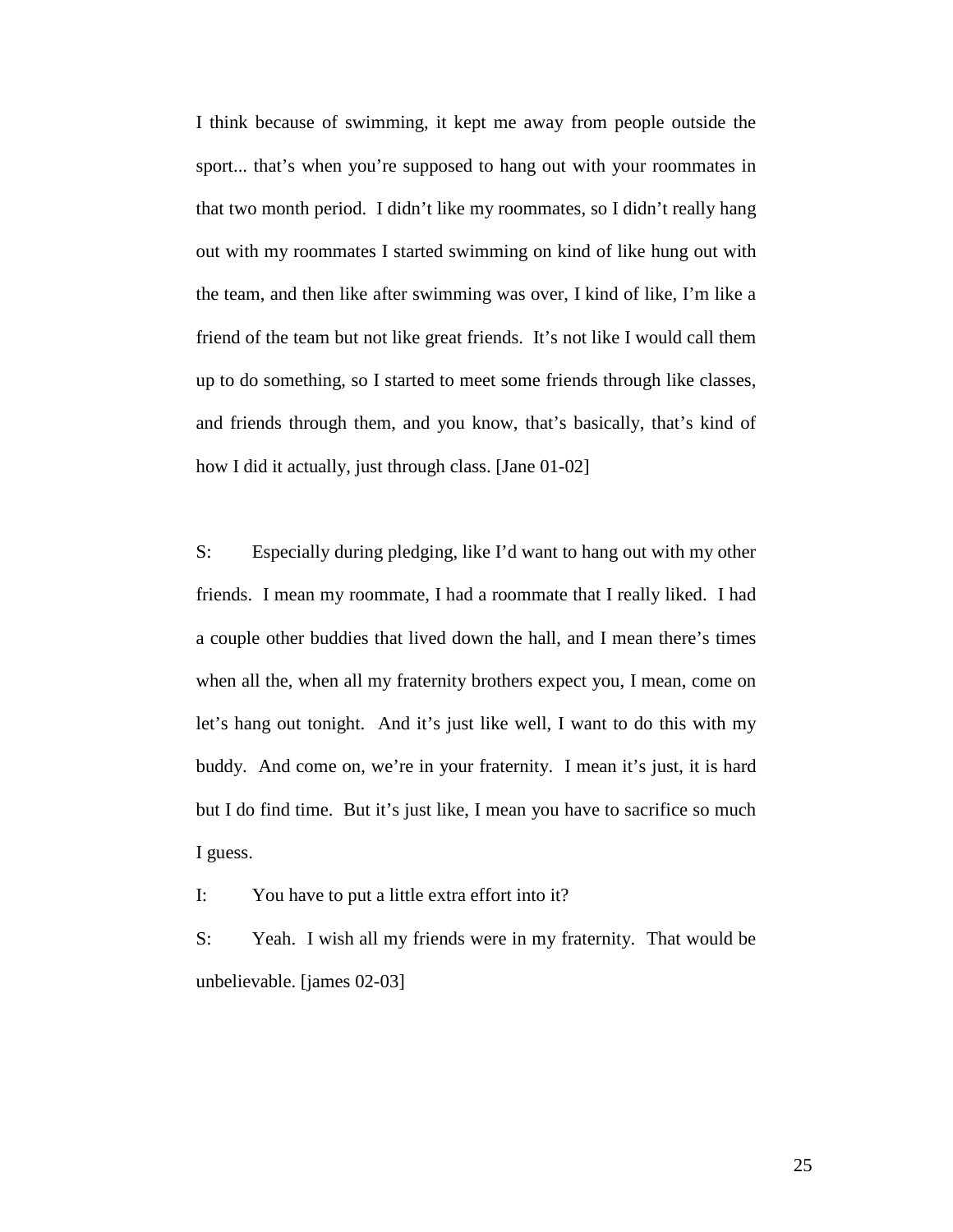I think because of swimming, it kept me away from people outside the sport... that's when you're supposed to hang out with your roommates in that two month period. I didn't like my roommates, so I didn't really hang out with my roommates I started swimming on kind of like hung out with the team, and then like after swimming was over, I kind of like, I'm like a friend of the team but not like great friends. It's not like I would call them up to do something, so I started to meet some friends through like classes, and friends through them, and you know, that's basically, that's kind of how I did it actually, just through class. [Jane 01-02]

S: Especially during pledging, like I'd want to hang out with my other friends. I mean my roommate, I had a roommate that I really liked. I had a couple other buddies that lived down the hall, and I mean there's times when all the, when all my fraternity brothers expect you, I mean, come on let's hang out tonight. And it's just like well, I want to do this with my buddy. And come on, we're in your fraternity. I mean it's just, it is hard but I do find time. But it's just like, I mean you have to sacrifice so much I guess.

I: You have to put a little extra effort into it?

S: Yeah. I wish all my friends were in my fraternity. That would be unbelievable. [james 02-03]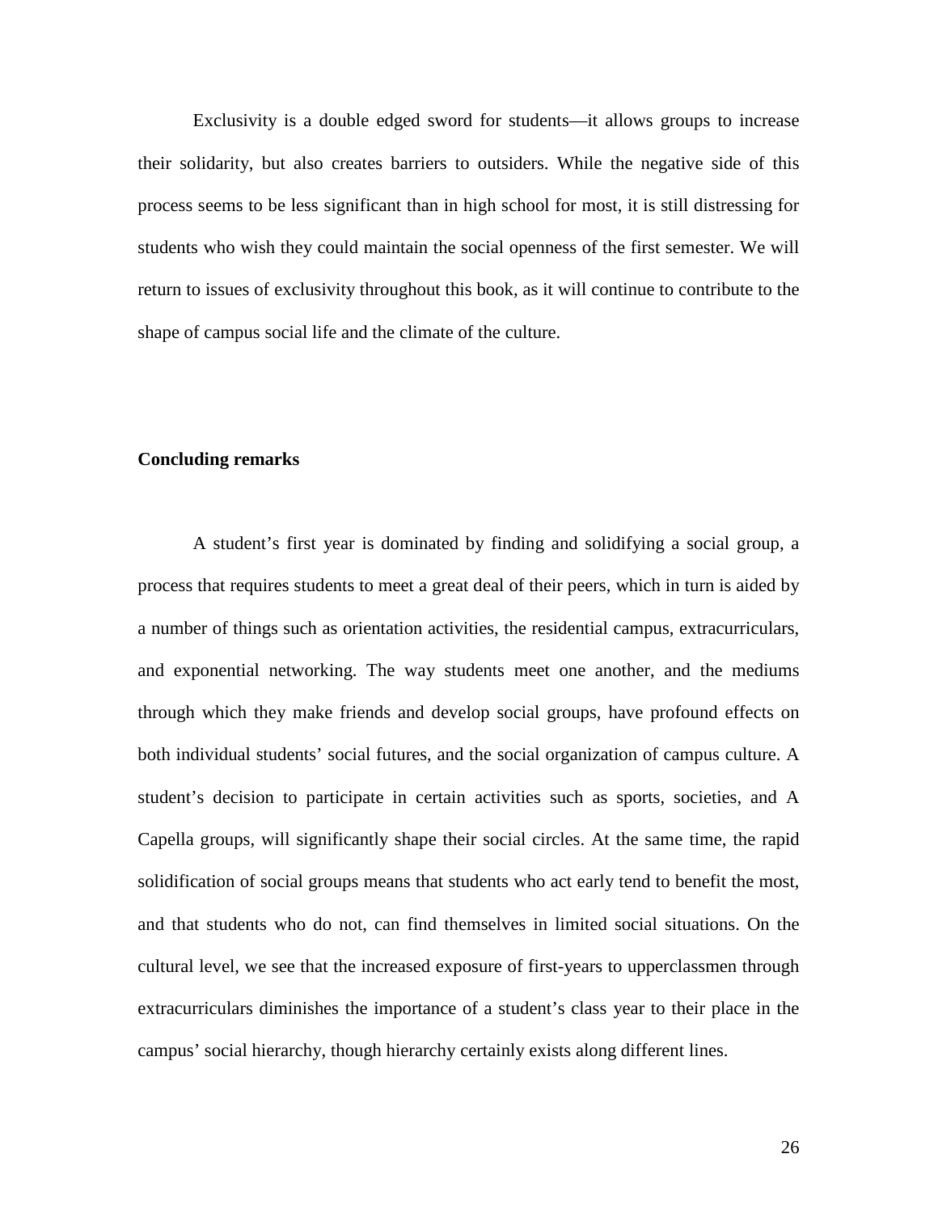Exclusivity is a double edged sword for students—it allows groups to increase their solidarity, but also creates barriers to outsiders. While the negative side of this process seems to be less significant than in high school for most, it is still distressing for students who wish they could maintain the social openness of the first semester. We will return to issues of exclusivity throughout this book, as it will continue to contribute to the shape of campus social life and the climate of the culture.

**Concluding remarks**

A student's first year is dominated by finding and solidifying a social group, a process that requires students to meet a great deal of their peers, which in turn is aided by a number of things such as orientation activities, the residential campus, extracurriculars, and exponential networking. The way students meet one another, and the mediums through which they make friends and develop social groups, have profound effects on both individual students' social futures, and the social organization of campus culture. A student's decision to participate in certain activities such as sports, societies, and A Capella groups, will significantly shape their social circles. At the same time, the rapid solidification of social groups means that students who act early tend to benefit the most, and that students who do not, can find themselves in limited social situations. On the cultural level, we see that the increased exposure of first-years to upperclassmen through extracurriculars diminishes the importance of a student's class year to their place in the campus' social hierarchy, though hierarchy certainly exists along different lines.